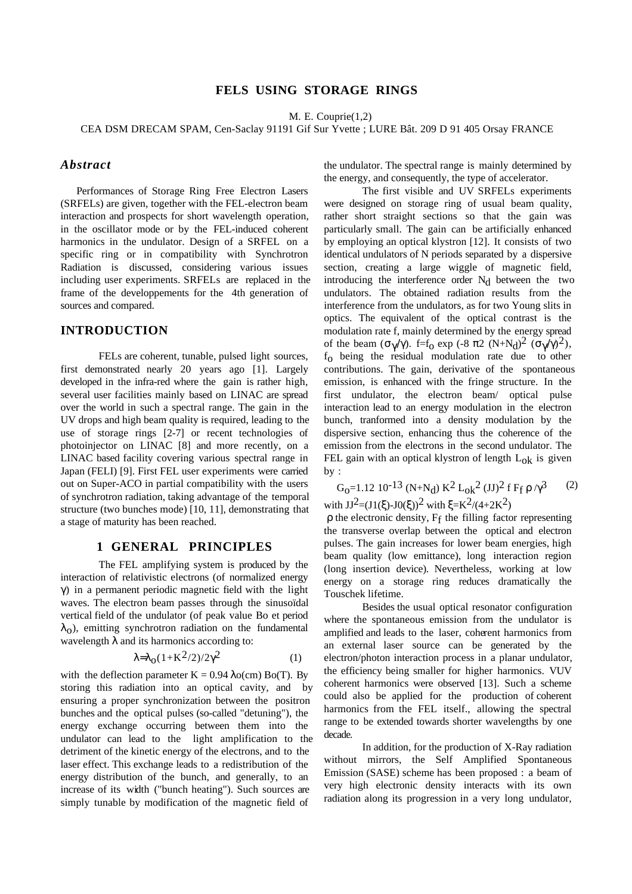# FELS USING STORAGE RINGS

M. E. Couprie(1,2)

CEA DSM DRECAM SPAM, Cen-Saclay 91191 Gif Sur Yvette ; LURE Bât. 209 D 91 405 Orsay FRANCE

## *Abstract*

Performances of Storage Ring Free Electron Lasers (SRFELs) are given, together with the FEL-electron beam interaction and prospects for short wavelength operation, in the oscillator mode or by the FEL-induced coherent harmonics in the undulator. Design of a SRFEL on a specific ring or in compatibility with Synchrotron Radiation is discussed, considering various issues including user experiments. SRFELs are replaced in the frame of the developpements for the 4th generation of sources and compared.

## INTRODUCTION

FELs are coherent, tunable, pulsed light sources, first demonstrated nearly 20 years ago [1]. Largely developed in the infra-red where the gain is rather high, several user facilities mainly based on LINAC are spread over the world in such a spectral range. The gain in the UV drops and high beam quality is required, leading to the use of storage rings [2-7] or recent technologies of photoinjector on LINAC [8] and more recently, on a LINAC based facility covering various spectral range in Japan (FELI) [9]. First FEL user experiments were carried out on Super-ACO in partial compatibility with the users of synchrotron radiation, taking advantage of the temporal structure (two bunches mode) [10, 11], demonstrating that a stage of maturity has been reached.

## 1 GENERAL PRINCIPLES

The FEL amplifying system is produced by the interaction of relativistic electrons (of normalized energy $\gamma$) in a permanent periodic magnetic field with the light waves. The electron beam passes through the sinusoïdal vertical field of the undulator (of peak value Bo et period $\lambda_o$), emitting synchrotron radiation on the fundamental wavelength $\lambda$ and its harmonics according to:

$$\lambda=\lambda_o(1+K^2/2)/2\gamma^2 \qquad (1)$$

with the deflection parameter $K = 0.94\ \lambda o(cm)\ Bo(T)$. By storing this radiation into an optical cavity, and by ensuring a proper synchronization between the positron bunches and the optical pulses (so-called "detuning"), the energy exchange occurring between them into the undulator can lead to the light amplification to the detriment of the kinetic energy of the electrons, and to the laser effect. This exchange leads to a redistribution of the energy distribution of the bunch, and generally, to an increase of its width ("bunch heating"). Such sources are simply tunable by modification of the magnetic field of the undulator. The spectral range is mainly determined by the energy, and consequently, the type of accelerator.

The first visible and UV SRFELs experiments were designed on storage ring of usual beam quality, rather short straight sections so that the gain was particularly small. The gain can be artificially enhanced by employing an optical klystron [12]. It consists of two identical undulators of N periods separated by a dispersive section, creating a large wiggle of magnetic field, introducing the interference order $N_d$ between the two undulators. The obtained radiation results from the interference from the undulators, as for two Young slits in optics. The equivalent of the optical contrast is the modulation rate f, mainly determined by the energy spread of the beam ($\sigma_\gamma/\gamma$). $f=f_o \exp(-8\ \pi 2\ (N+N_d)^2\ (\sigma_\gamma/\gamma)^2)$, $f_o$ being the residual modulation rate due to other contributions. The gain, derivative of the spontaneous emission, is enhanced with the fringe structure. In the first undulator, the electron beam/ optical pulse interaction lead to an energy modulation in the electron bunch, tranformed into a density modulation by the dispersive section, enhancing thus the coherence of the emission from the electrons in the second undulator. The FEL gain with an optical klystron of length $L_{ok}$ is given by :

$$G_o=1.12\ 10^{-13}\ (N+N_d)\ K^2\ L_{ok}^2\ (JJ)^2\ f\ F_f\ \rho\ /\gamma^3 \qquad (2)$$

with $JJ^2=(J1(\xi)-J0(\xi))^2$ with $\xi=K^2/(4+2K^2)$

$\rho$ the electronic density, $F_f$ the filling factor representing the transverse overlap between the optical and electron pulses. The gain increases for lower beam energies, high beam quality (low emittance), long interaction region (long insertion device). Nevertheless, working at low energy on a storage ring reduces dramatically the Touschek lifetime.

Besides the usual optical resonator configuration where the spontaneous emission from the undulator is amplified and leads to the laser, coherent harmonics from an external laser source can be generated by the electron/photon interaction process in a planar undulator, the efficiency being smaller for higher harmonics. VUV coherent harmonics were observed [13]. Such a scheme could also be applied for the production of coherent harmonics from the FEL itself., allowing the spectral range to be extended towards shorter wavelengths by one decade.

In addition, for the production of X-Ray radiation without mirrors, the Self Amplified Spontaneous Emission (SASE) scheme has been proposed : a beam of very high electronic density interacts with its own radiation along its progression in a very long undulator,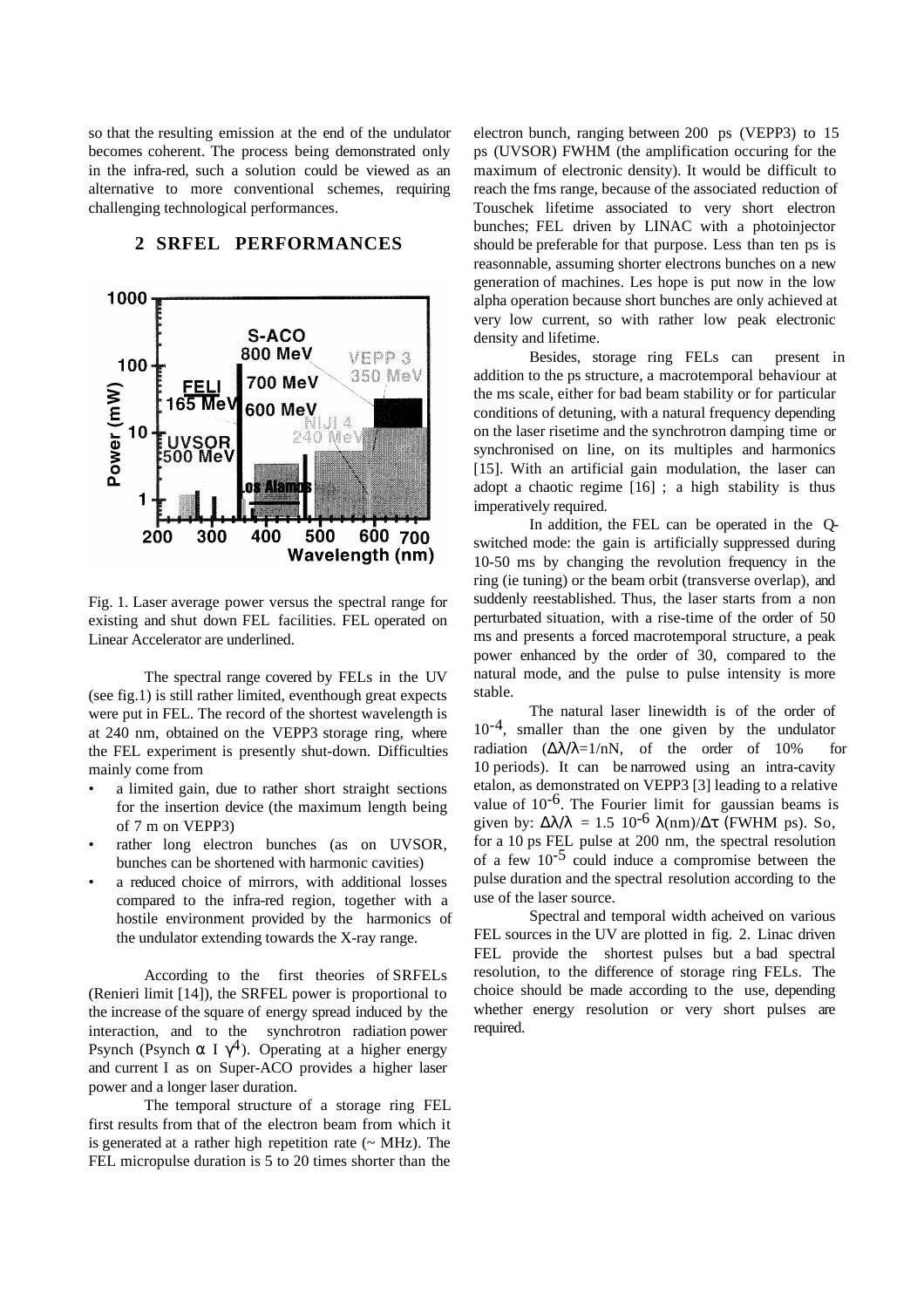so that the resulting emission at the end of the undulator becomes coherent. The process being demonstrated only in the infra-red, such a solution could be viewed as an alternative to more conventional schemes, requiring challenging technological performances.

## 2 SRFEL PERFORMANCES

Fig. 1. Laser average power versus the spectral range for existing and shut down FEL facilities. FEL operated on Linear Accelerator are underlined.

The spectral range covered by FELs in the UV (see fig.1) is still rather limited, eventhough great expects were put in FEL. The record of the shortest wavelength is at 240 nm, obtained on the VEPP3 storage ring, where the FEL experiment is presently shut-down. Difficulties mainly come from

- a limited gain, due to rather short straight sections for the insertion device (the maximum length being of 7 m on VEPP3)
- rather long electron bunches (as on UVSOR, bunches can be shortened with harmonic cavities)
- a reduced choice of mirrors, with additional losses compared to the infra-red region, together with a hostile environment provided by the harmonics of the undulator extending towards the X-ray range.

According to the first theories of SRFELs (Renieri limit [14]), the SRFEL power is proportional to the increase of the square of energy spread induced by the interaction, and to the synchrotron radiation power Psynch (Psynch $\alpha$ I $\gamma^4$). Operating at a higher energy and current I as on Super-ACO provides a higher laser power and a longer laser duration.

The temporal structure of a storage ring FEL first results from that of the electron beam from which it is generated at a rather high repetition rate (~ MHz). The FEL micropulse duration is 5 to 20 times shorter than the electron bunch, ranging between 200 ps (VEPP3) to 15 ps (UVSOR) FWHM (the amplification occuring for the maximum of electronic density). It would be difficult to reach the fms range, because of the associated reduction of Touschek lifetime associated to very short electron bunches; FEL driven by LINAC with a photoinjector should be preferable for that purpose. Less than ten ps is reasonnable, assuming shorter electrons bunches on a new generation of machines. Les hope is put now in the low alpha operation because short bunches are only achieved at very low current, so with rather low peak electronic density and lifetime.

Besides, storage ring FELs can present in addition to the ps structure, a macrotemporal behaviour at the ms scale, either for bad beam stability or for particular conditions of detuning, with a natural frequency depending on the laser risetime and the synchrotron damping time or synchronised on line, on its multiples and harmonics [15]. With an artificial gain modulation, the laser can adopt a chaotic regime [16] ; a high stability is thus imperatively required.

In addition, the FEL can be operated in the Q-switched mode: the gain is artificially suppressed during 10-50 ms by changing the revolution frequency in the ring (ie tuning) or the beam orbit (transverse overlap), and suddenly reestablished. Thus, the laser starts from a non perturbated situation, with a rise-time of the order of 50 ms and presents a forced macrotemporal structure, a peak power enhanced by the order of 30, compared to the natural mode, and the pulse to pulse intensity is more stable.

The natural laser linewidth is of the order of $10^{-4}$, smaller than the one given by the undulator radiation ($\Delta\lambda/\lambda$=1/nN, of the order of 10% for 10 periods). It can be narrowed using an intra-cavity etalon, as demonstrated on VEPP3 [3] leading to a relative value of $10^{-6}$. The Fourier limit for gaussian beams is given by: $\Delta\lambda/\lambda = 1.5\ 10^{-6}\ \lambda(\text{nm})/\Delta\tau$ (FWHM ps). So, for a 10 ps FEL pulse at 200 nm, the spectral resolution of a few $10^{-5}$ could induce a compromise between the pulse duration and the spectral resolution according to the use of the laser source.

Spectral and temporal width acheived on various FEL sources in the UV are plotted in fig. 2. Linac driven FEL provide the shortest pulses but a bad spectral resolution, to the difference of storage ring FELs. The choice should be made according to the use, depending whether energy resolution or very short pulses are required.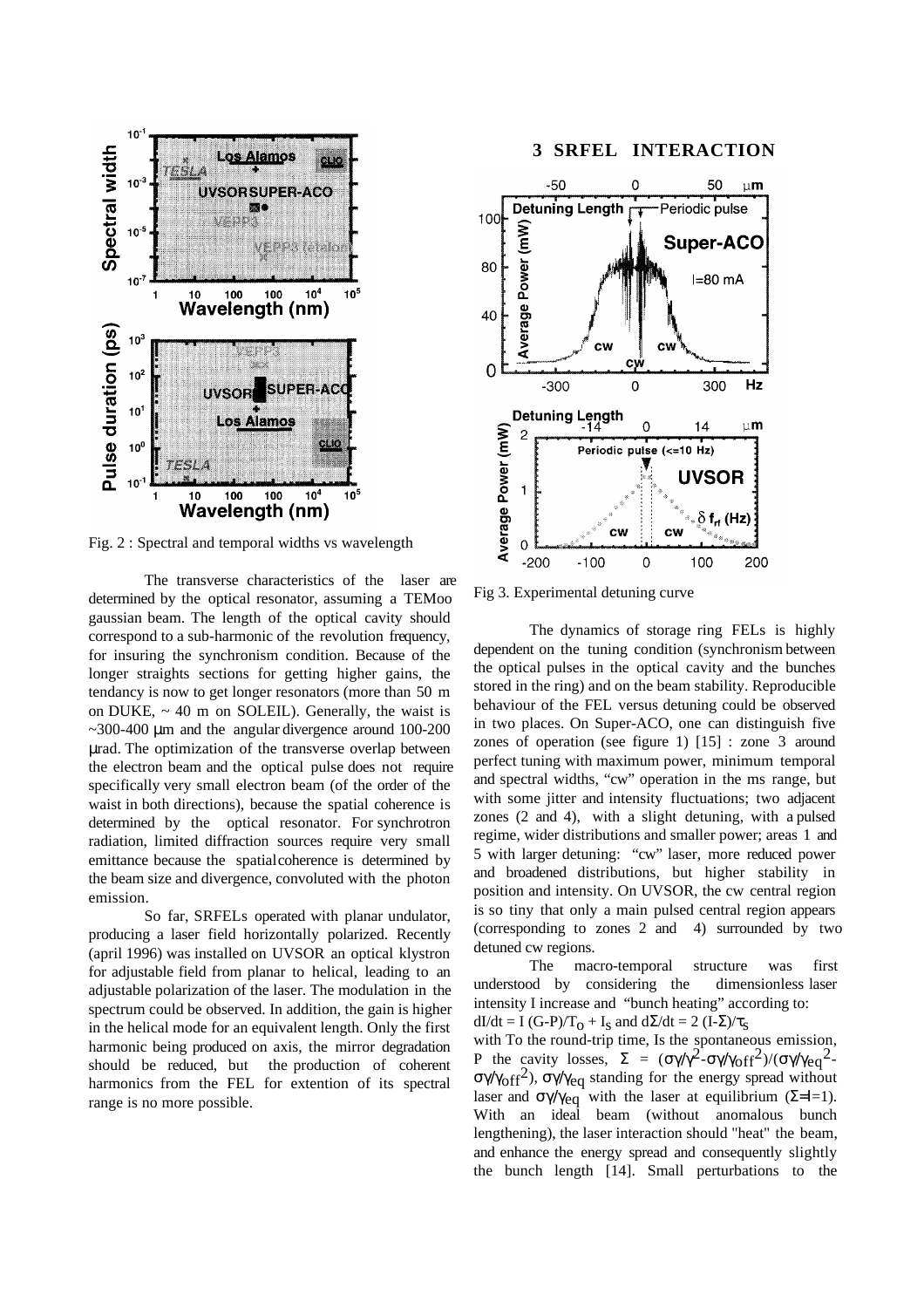Fig. 2 : Spectral and temporal widths vs wavelength

The transverse characteristics of the laser are determined by the optical resonator, assuming a TEMoo gaussian beam. The length of the optical cavity should correspond to a sub-harmonic of the revolution frequency, for insuring the synchronism condition. Because of the longer straights sections for getting higher gains, the tendancy is now to get longer resonators (more than 50 m on DUKE, ~ 40 m on SOLEIL). Generally, the waist is ~300-400 µm and the angular divergence around 100-200 µrad. The optimization of the transverse overlap between the electron beam and the optical pulse does not require specifically very small electron beam (of the order of the waist in both directions), because the spatial coherence is determined by the optical resonator. For synchrotron radiation, limited diffraction sources require very small emittance because the spatial coherence is determined by the beam size and divergence, convoluted with the photon emission.

So far, SRFELs operated with planar undulator, producing a laser field horizontally polarized. Recently (april 1996) was installed on UVSOR an optical klystron for adjustable field from planar to helical, leading to an adjustable polarization of the laser. The modulation in the spectrum could be observed. In addition, the gain is higher in the helical mode for an equivalent length. Only the first harmonic being produced on axis, the mirror degradation should be reduced, but the production of coherent harmonics from the FEL for extention of its spectral range is no more possible.

## 3 SRFEL INTERACTION

Fig 3. Experimental detuning curve

The dynamics of storage ring FELs is highly dependent on the tuning condition (synchronism between the optical pulses in the optical cavity and the bunches stored in the ring) and on the beam stability. Reproducible behaviour of the FEL versus detuning could be observed in two places. On Super-ACO, one can distinguish five zones of operation (see figure 1) [15] : zone 3 around perfect tuning with maximum power, minimum temporal and spectral widths, "cw" operation in the ms range, but with some jitter and intensity fluctuations; two adjacent zones (2 and 4), with a slight detuning, with a pulsed regime, wider distributions and smaller power; areas 1 and 5 with larger detuning: "cw" laser, more reduced power and broadened distributions, but higher stability in position and intensity. On UVSOR, the cw central region is so tiny that only a main pulsed central region appears (corresponding to zones 2 and 4) surrounded by two detuned cw regions.

The macro-temporal structure was first understood by considering the dimensionless laser intensity I increase and "bunch heating" according to:
$dI/dt = I\,(G-P)/T_o + I_s$ and $d\Sigma/dt = 2\,(I-\Sigma)/\tau_s$
with To the round-trip time, Is the spontaneous emission, P the cavity losses, $\Sigma = (\sigma\gamma/\gamma^2-\sigma\gamma/\gamma_{off}{}^2)/(\sigma\gamma/\gamma_{eq}{}^2-\sigma\gamma/\gamma_{off}{}^2)$, $\sigma\gamma/\gamma_{eq}$ standing for the energy spread without laser and $\sigma\gamma/\gamma_{eq}$ with the laser at equilibrium ($\Sigma$=I=1). With an ideal beam (without anomalous bunch lengthening), the laser interaction should "heat" the beam, and enhance the energy spread and consequently slightly the bunch length [14]. Small perturbations to the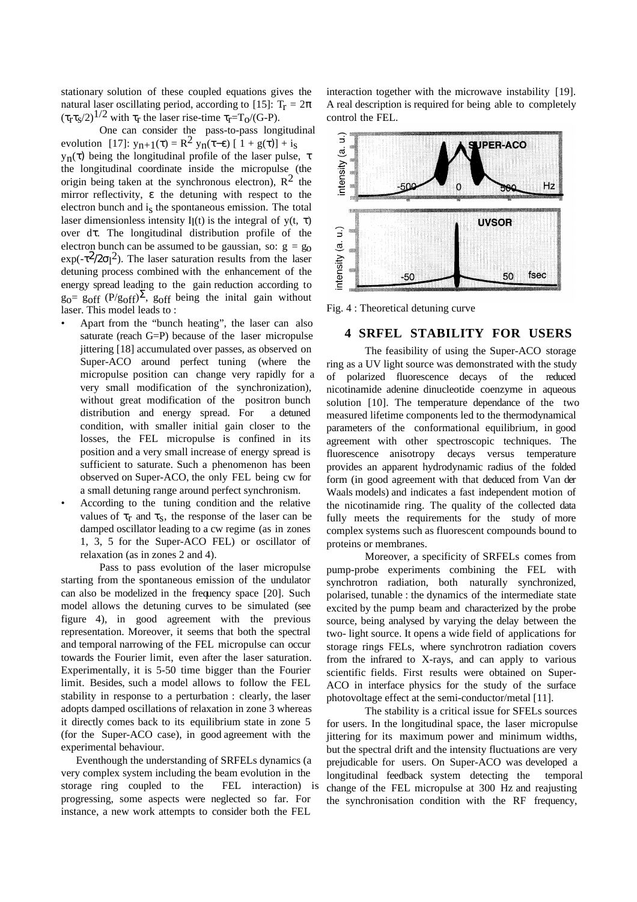stationary solution of these coupled equations gives the natural laser oscillating period, according to [15]: $T_r = 2\pi (\tau_r\tau_s/2)^{1/2}$ with $\tau_r$ the laser rise-time $\tau_r = T_o/(G-P)$.

One can consider the pass-to-pass longitudinal evolution [17]: $y_{n+1}(\tau) = R^2\, y_n(\tau-\varepsilon)\, [\, 1 + g(\tau)] + i_s$

$y_n(\tau)$ being the longitudinal profile of the laser pulse, $\tau$ the longitudinal coordinate inside the micropulse (the origin being taken at the synchronous electron), $R^2$ the mirror reflectivity, $\varepsilon$ the detuning with respect to the electron bunch and $i_s$ the spontaneous emission. The total laser dimensionless intensity $I_l(t)$ is the integral of $y(t, \tau)$ over $d\tau$. The longitudinal distribution profile of the electron bunch can be assumed to be gaussian, so: $g = g_o \exp(-\tau^2/2\sigma_l^2)$. The laser saturation results from the laser detuning process combined with the enhancement of the energy spread leading to the gain reduction according to $g_o = g_{off}\, (P/g_{off})^{\Sigma}$, $g_{off}$ being the inital gain without laser. This model leads to :

- Apart from the "bunch heating", the laser can also saturate (reach G=P) because of the laser micropulse jittering [18] accumulated over passes, as observed on Super-ACO around perfect tuning (where the micropulse position can change very rapidly for a very small modification of the synchronization), without great modification of the positron bunch distribution and energy spread. For a detuned condition, with smaller initial gain closer to the losses, the FEL micropulse is confined in its position and a very small increase of energy spread is sufficient to saturate. Such a phenomenon has been observed on Super-ACO, the only FEL being cw for a small detuning range around perfect synchronism.
- According to the tuning condition and the relative values of $\tau_r$ and $\tau_s$, the response of the laser can be damped oscillator leading to a cw regime (as in zones 1, 3, 5 for the Super-ACO FEL) or oscillator of relaxation (as in zones 2 and 4).

Pass to pass evolution of the laser micropulse starting from the spontaneous emission of the undulator can also be modelized in the frequency space [20]. Such model allows the detuning curves to be simulated (see figure 4), in good agreement with the previous representation. Moreover, it seems that both the spectral and temporal narrowing of the FEL micropulse can occur towards the Fourier limit, even after the laser saturation. Experimentally, it is 5-50 time bigger than the Fourier limit. Besides, such a model allows to follow the FEL stability in response to a perturbation : clearly, the laser adopts damped oscillations of relaxation in zone 3 whereas it directly comes back to its equilibrium state in zone 5 (for the Super-ACO case), in good agreement with the experimental behaviour.

Eventhough the understanding of SRFELs dynamics (a very complex system including the beam evolution in the storage ring coupled to the FEL interaction) is progressing, some aspects were neglected so far. For instance, a new work attempts to consider both the FEL interaction together with the microwave instability [19]. A real description is required for being able to completely control the FEL.

Fig. 4 : Theoretical detuning curve

## 4 SRFEL STABILITY FOR USERS

The feasibility of using the Super-ACO storage ring as a UV light source was demonstrated with the study of polarized fluorescence decays of the reduced nicotinamide adenine dinucleotide coenzyme in aqueous solution [10]. The temperature dependance of the two measured lifetime components led to the thermodynamical parameters of the conformational equilibrium, in good agreement with other spectroscopic techniques. The fluorescence anisotropy decays versus temperature provides an apparent hydrodynamic radius of the folded form (in good agreement with that deduced from Van der Waals models) and indicates a fast independent motion of the nicotinamide ring. The quality of the collected data fully meets the requirements for the study of more complex systems such as fluorescent compounds bound to proteins or membranes.

Moreover, a specificity of SRFELs comes from pump-probe experiments combining the FEL with synchrotron radiation, both naturally synchronized, polarised, tunable : the dynamics of the intermediate state excited by the pump beam and characterized by the probe source, being analysed by varying the delay between the two- light source. It opens a wide field of applications for storage rings FELs, where synchrotron radiation covers from the infrared to X-rays, and can apply to various scientific fields. First results were obtained on Super-ACO in interface physics for the study of the surface photovoltage effect at the semi-conductor/metal [11].

The stability is a critical issue for SFELs sources for users. In the longitudinal space, the laser micropulse jittering for its maximum power and minimum widths, but the spectral drift and the intensity fluctuations are very prejudicable for users. On Super-ACO was developed a longitudinal feedback system detecting the temporal change of the FEL micropulse at 300 Hz and reajusting the synchronisation condition with the RF frequency,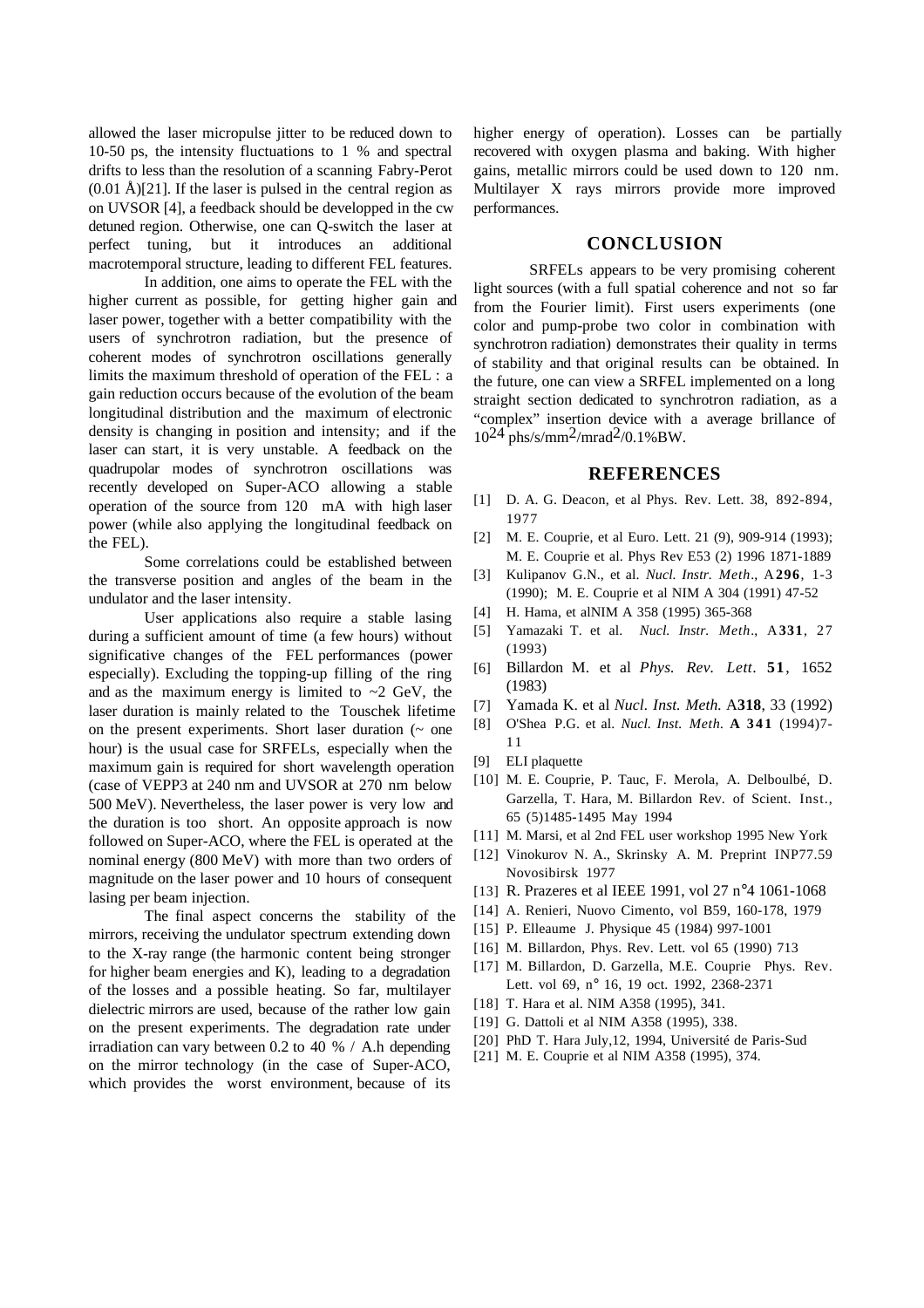allowed the laser micropulse jitter to be reduced down to 10-50 ps, the intensity fluctuations to 1 % and spectral drifts to less than the resolution of a scanning Fabry-Perot (0.01 Å)[21]. If the laser is pulsed in the central region as on UVSOR [4], a feedback should be developped in the cw detuned region. Otherwise, one can Q-switch the laser at perfect tuning, but it introduces an additional macrotemporal structure, leading to different FEL features.

In addition, one aims to operate the FEL with the higher current as possible, for getting higher gain and laser power, together with a better compatibility with the users of synchrotron radiation, but the presence of coherent modes of synchrotron oscillations generally limits the maximum threshold of operation of the FEL : a gain reduction occurs because of the evolution of the beam longitudinal distribution and the maximum of electronic density is changing in position and intensity; and if the laser can start, it is very unstable. A feedback on the quadrupolar modes of synchrotron oscillations was recently developed on Super-ACO allowing a stable operation of the source from 120 mA with high laser power (while also applying the longitudinal feedback on the FEL).

Some correlations could be established between the transverse position and angles of the beam in the undulator and the laser intensity.

User applications also require a stable lasing during a sufficient amount of time (a few hours) without significative changes of the FEL performances (power especially). Excluding the topping-up filling of the ring and as the maximum energy is limited to ~2 GeV, the laser duration is mainly related to the Touschek lifetime on the present experiments. Short laser duration (~ one hour) is the usual case for SRFELs, especially when the maximum gain is required for short wavelength operation (case of VEPP3 at 240 nm and UVSOR at 270 nm below 500 MeV). Nevertheless, the laser power is very low and the duration is too short. An opposite approach is now followed on Super-ACO, where the FEL is operated at the nominal energy (800 MeV) with more than two orders of magnitude on the laser power and 10 hours of consequent lasing per beam injection.

The final aspect concerns the stability of the mirrors, receiving the undulator spectrum extending down to the X-ray range (the harmonic content being stronger for higher beam energies and K), leading to a degradation of the losses and a possible heating. So far, multilayer dielectric mirrors are used, because of the rather low gain on the present experiments. The degradation rate under irradiation can vary between 0.2 to 40 % / A.h depending on the mirror technology (in the case of Super-ACO, which provides the worst environment, because of its higher energy of operation). Losses can be partially recovered with oxygen plasma and baking. With higher gains, metallic mirrors could be used down to 120 nm. Multilayer X rays mirrors provide more improved performances.

## CONCLUSION

SRFELs appears to be very promising coherent light sources (with a full spatial coherence and not so far from the Fourier limit). First users experiments (one color and pump-probe two color in combination with synchrotron radiation) demonstrates their quality in terms of stability and that original results can be obtained. In the future, one can view a SRFEL implemented on a long straight section dedicated to synchrotron radiation, as a "complex" insertion device with a average brillance of $10^{24}$ phs/s/mm$^2$/mrad$^2$/0.1%BW.

## REFERENCES

[1] D. A. G. Deacon, et al Phys. Rev. Lett. 38, 892-894, 1977

[2] M. E. Couprie, et al Euro. Lett. 21 (9), 909-914 (1993); M. E. Couprie et al. Phys Rev E53 (2) 1996 1871-1889

[3] Kulipanov G.N., et al. *Nucl. Instr. Meth*., A**296**, 1-3 (1990); M. E. Couprie et al NIM A 304 (1991) 47-52

[4] H. Hama, et alNIM A 358 (1995) 365-368

[5] Yamazaki T. et al. *Nucl. Instr. Meth*., A**331**, 27 (1993)

[6] Billardon M. et al *Phys. Rev. Lett*. **51**, 1652 (1983)

[7] Yamada K. et al *Nucl. Inst. Meth.* A**318**, 33 (1992)

[8] O'Shea P.G. et al. *Nucl. Inst. Meth*. **A 341** (1994)7-11

[9] ELI plaquette

[10] M. E. Couprie, P. Tauc, F. Merola, A. Delboulbé, D. Garzella, T. Hara, M. Billardon Rev. of Scient. Inst., 65 (5)1485-1495 May 1994

[11] M. Marsi, et al 2nd FEL user workshop 1995 New York

[12] Vinokurov N. A., Skrinsky A. M. Preprint INP77.59 Novosibirsk 1977

[13] R. Prazeres et al IEEE 1991, vol 27 n°4 1061-1068

[14] A. Renieri, Nuovo Cimento, vol B59, 160-178, 1979

[15] P. Elleaume J. Physique 45 (1984) 997-1001

[16] M. Billardon, Phys. Rev. Lett. vol 65 (1990) 713

[17] M. Billardon, D. Garzella, M.E. Couprie Phys. Rev. Lett. vol 69, n° 16, 19 oct. 1992, 2368-2371

[18] T. Hara et al. NIM A358 (1995), 341.

[19] G. Dattoli et al NIM A358 (1995), 338.

[20] PhD T. Hara July,12, 1994, Université de Paris-Sud

[21] M. E. Couprie et al NIM A358 (1995), 374.